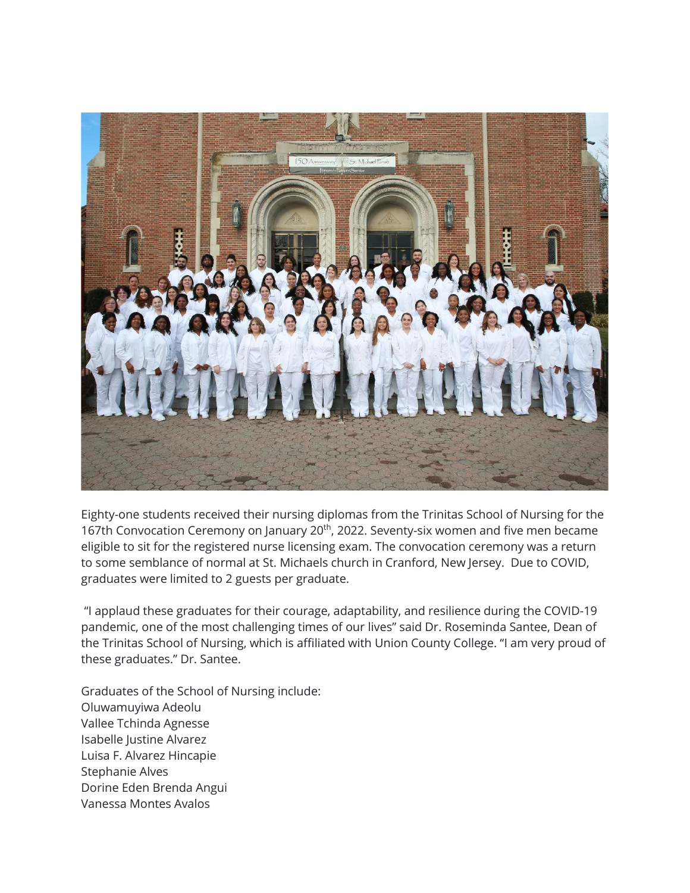Eighty-one students received their nursing diplomas from the Trinitas School of Nursing for the 167th Convocation Ceremony on January 20th, 2022. Seventy-six women and five men became eligible to sit for the registered nurse licensing exam. The convocation ceremony was a return to some semblance of normal at St. Michaels church in Cranford, New Jersey. Due to COVID, graduates were limited to 2 guests per graduate.

"I applaud these graduates for their courage, adaptability, and resilience during the COVID-19 pandemic, one of the most challenging times of our lives" said Dr. Roseminda Santee, Dean of the Trinitas School of Nursing, which is affiliated with Union County College. "I am very proud of these graduates." Dr. Santee.

Graduates of the School of Nursing include:
Oluwamuyiwa Adeolu
Vallee Tchinda Agnesse
Isabelle Justine Alvarez
Luisa F. Alvarez Hincapie
Stephanie Alves
Dorine Eden Brenda Angui
Vanessa Montes Avalos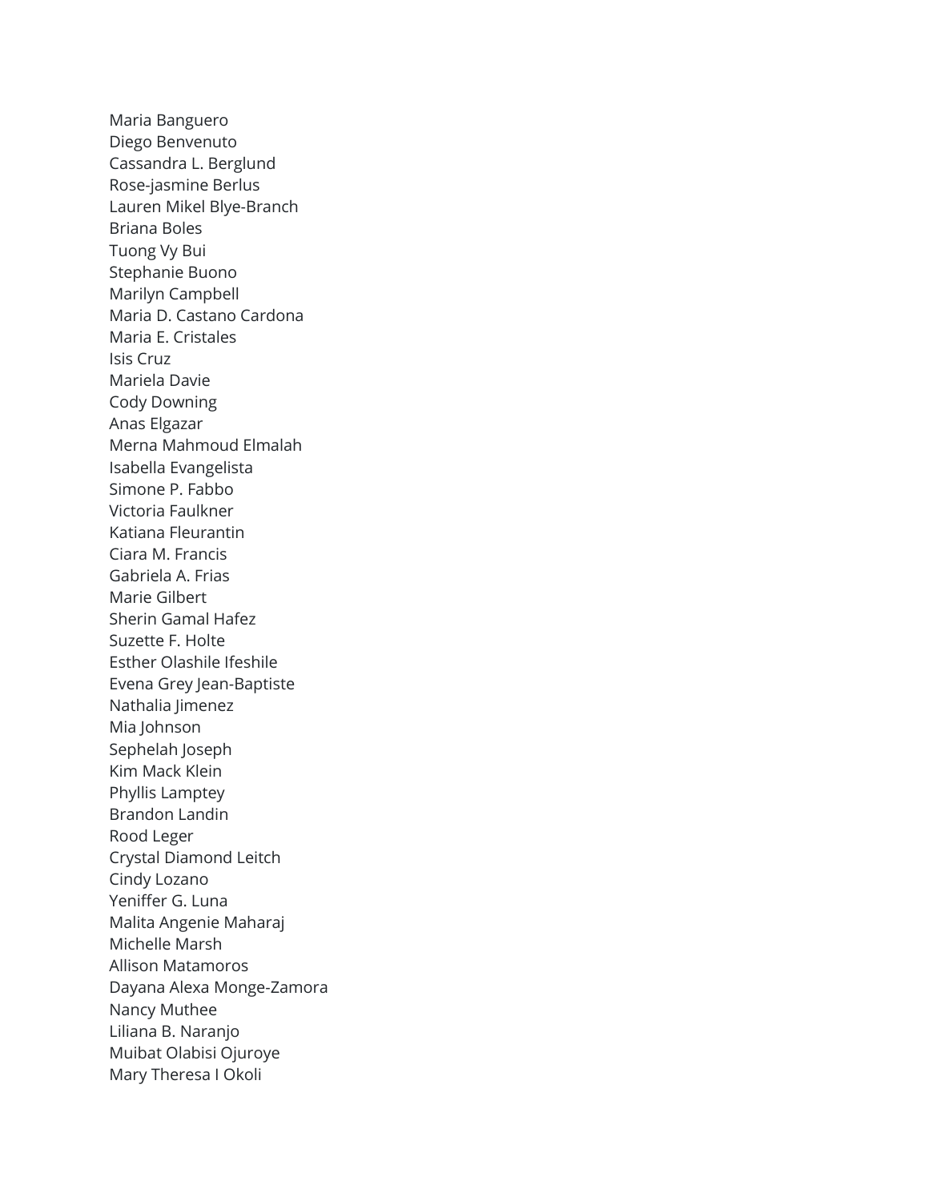Maria Banguero
Diego Benvenuto
Cassandra L. Berglund
Rose-jasmine Berlus
Lauren Mikel Blye-Branch
Briana Boles
Tuong Vy Bui
Stephanie Buono
Marilyn Campbell
Maria D. Castano Cardona
Maria E. Cristales
Isis Cruz
Mariela Davie
Cody Downing
Anas Elgazar
Merna Mahmoud Elmalah
Isabella Evangelista
Simone P. Fabbo
Victoria Faulkner
Katiana Fleurantin
Ciara M. Francis
Gabriela A. Frias
Marie Gilbert
Sherin Gamal Hafez
Suzette F. Holte
Esther Olashile Ifeshile
Evena Grey Jean-Baptiste
Nathalia Jimenez
Mia Johnson
Sephelah Joseph
Kim Mack Klein
Phyllis Lamptey
Brandon Landin
Rood Leger
Crystal Diamond Leitch
Cindy Lozano
Yeniffer G. Luna
Malita Angenie Maharaj
Michelle Marsh
Allison Matamoros
Dayana Alexa Monge-Zamora
Nancy Muthee
Liliana B. Naranjo
Muibat Olabisi Ojuroye
Mary Theresa I Okoli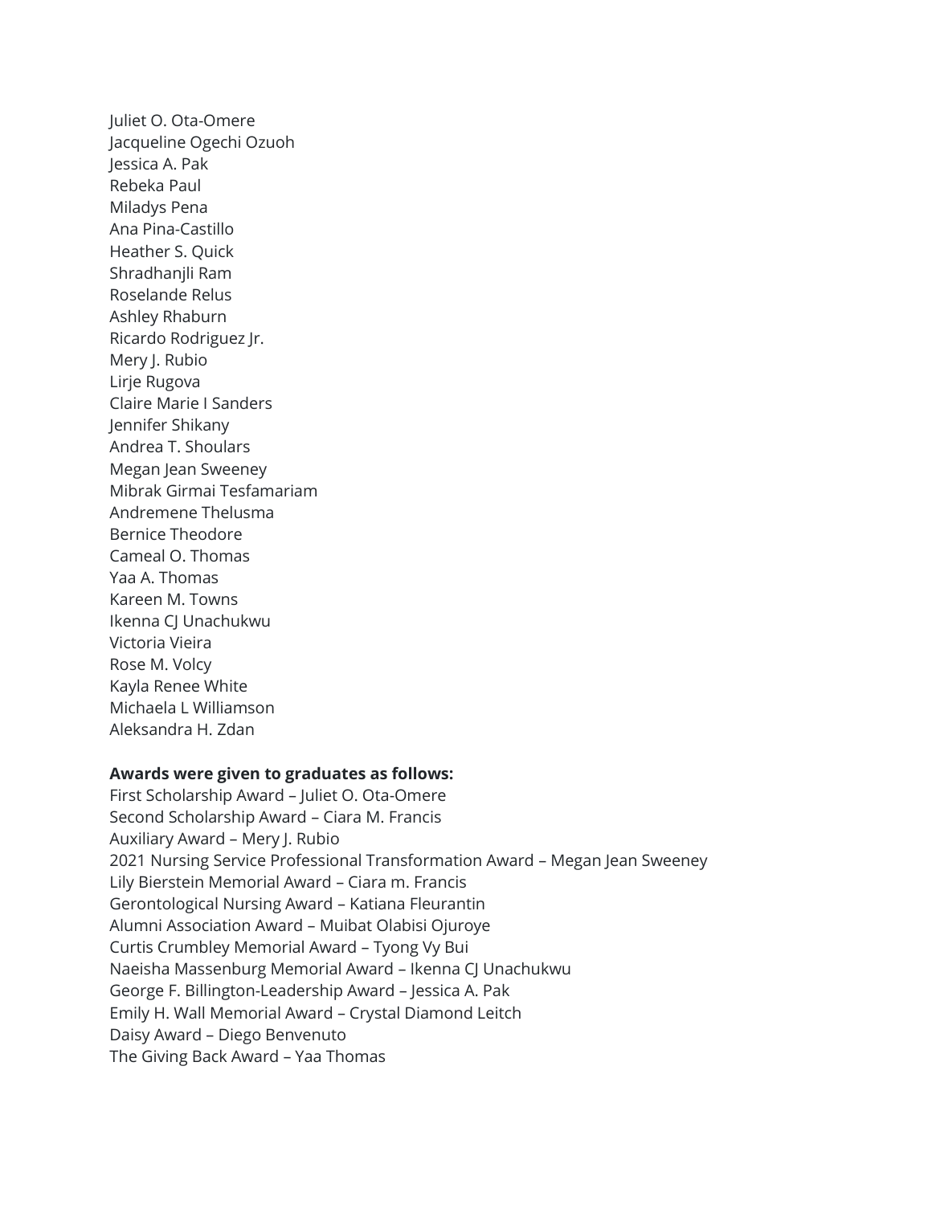Juliet O. Ota-Omere
Jacqueline Ogechi Ozuoh
Jessica A. Pak
Rebeka Paul
Miladys Pena
Ana Pina-Castillo
Heather S. Quick
Shradhanjli Ram
Roselande Relus
Ashley Rhaburn
Ricardo Rodriguez Jr.
Mery J. Rubio
Lirje Rugova
Claire Marie I Sanders
Jennifer Shikany
Andrea T. Shoulars
Megan Jean Sweeney
Mibrak Girmai Tesfamariam
Andremene Thelusma
Bernice Theodore
Cameal O. Thomas
Yaa A. Thomas
Kareen M. Towns
Ikenna CJ Unachukwu
Victoria Vieira
Rose M. Volcy
Kayla Renee White
Michaela L Williamson
Aleksandra H. Zdan

**Awards were given to graduates as follows:**

First Scholarship Award – Juliet O. Ota-Omere
Second Scholarship Award – Ciara M. Francis
Auxiliary Award – Mery J. Rubio
2021 Nursing Service Professional Transformation Award – Megan Jean Sweeney
Lily Bierstein Memorial Award – Ciara m. Francis
Gerontological Nursing Award – Katiana Fleurantin
Alumni Association Award – Muibat Olabisi Ojuroye
Curtis Crumbley Memorial Award – Tyong Vy Bui
Naeisha Massenburg Memorial Award – Ikenna CJ Unachukwu
George F. Billington-Leadership Award – Jessica A. Pak
Emily H. Wall Memorial Award – Crystal Diamond Leitch
Daisy Award – Diego Benvenuto
The Giving Back Award – Yaa Thomas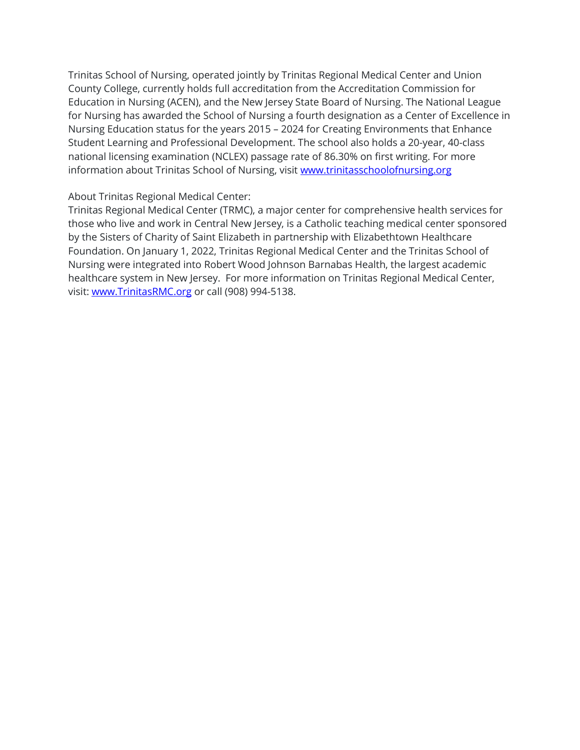Trinitas School of Nursing, operated jointly by Trinitas Regional Medical Center and Union County College, currently holds full accreditation from the Accreditation Commission for Education in Nursing (ACEN), and the New Jersey State Board of Nursing. The National League for Nursing has awarded the School of Nursing a fourth designation as a Center of Excellence in Nursing Education status for the years 2015 – 2024 for Creating Environments that Enhance Student Learning and Professional Development. The school also holds a 20-year, 40-class national licensing examination (NCLEX) passage rate of 86.30% on first writing. For more information about Trinitas School of Nursing, visit [www.trinitasschoolofnursing.org](http://www.trinitasschoolofnursing.org)

About Trinitas Regional Medical Center:
Trinitas Regional Medical Center (TRMC), a major center for comprehensive health services for those who live and work in Central New Jersey, is a Catholic teaching medical center sponsored by the Sisters of Charity of Saint Elizabeth in partnership with Elizabethtown Healthcare Foundation. On January 1, 2022, Trinitas Regional Medical Center and the Trinitas School of Nursing were integrated into Robert Wood Johnson Barnabas Health, the largest academic healthcare system in New Jersey. For more information on Trinitas Regional Medical Center, visit: [www.TrinitasRMC.org](http://www.TrinitasRMC.org) or call (908) 994-5138.